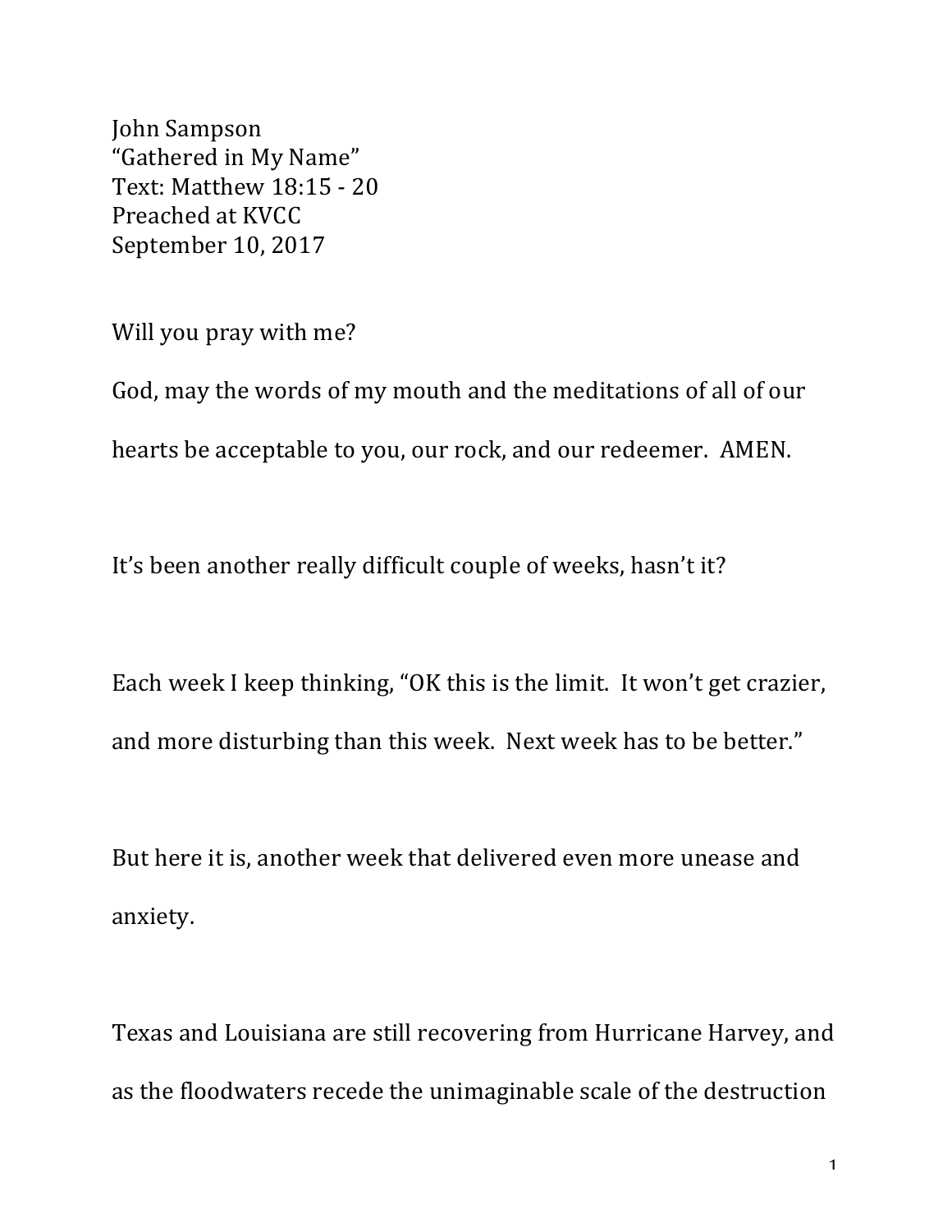John Sampson
"Gathered in My Name"
Text: Matthew 18:15 - 20
Preached at KVCC
September 10, 2017

Will you pray with me?

God, may the words of my mouth and the meditations of all of our hearts be acceptable to you, our rock, and our redeemer. AMEN.

It's been another really difficult couple of weeks, hasn't it?

Each week I keep thinking, "OK this is the limit. It won't get crazier, and more disturbing than this week. Next week has to be better."

But here it is, another week that delivered even more unease and anxiety.

Texas and Louisiana are still recovering from Hurricane Harvey, and as the floodwaters recede the unimaginable scale of the destruction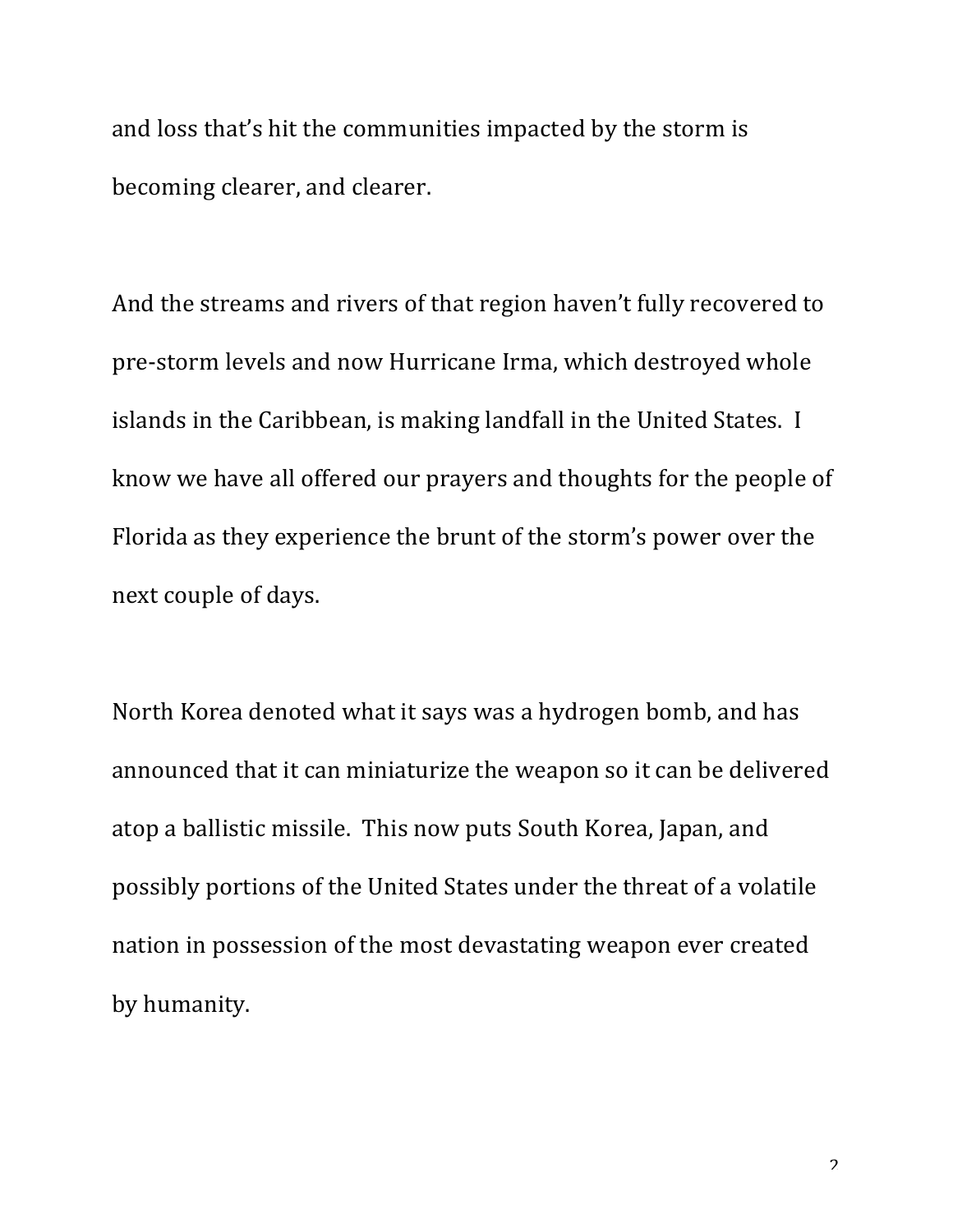and loss that's hit the communities impacted by the storm is becoming clearer, and clearer.

And the streams and rivers of that region haven't fully recovered to pre-storm levels and now Hurricane Irma, which destroyed whole islands in the Caribbean, is making landfall in the United States. I know we have all offered our prayers and thoughts for the people of Florida as they experience the brunt of the storm's power over the next couple of days.

North Korea denoted what it says was a hydrogen bomb, and has announced that it can miniaturize the weapon so it can be delivered atop a ballistic missile. This now puts South Korea, Japan, and possibly portions of the United States under the threat of a volatile nation in possession of the most devastating weapon ever created by humanity.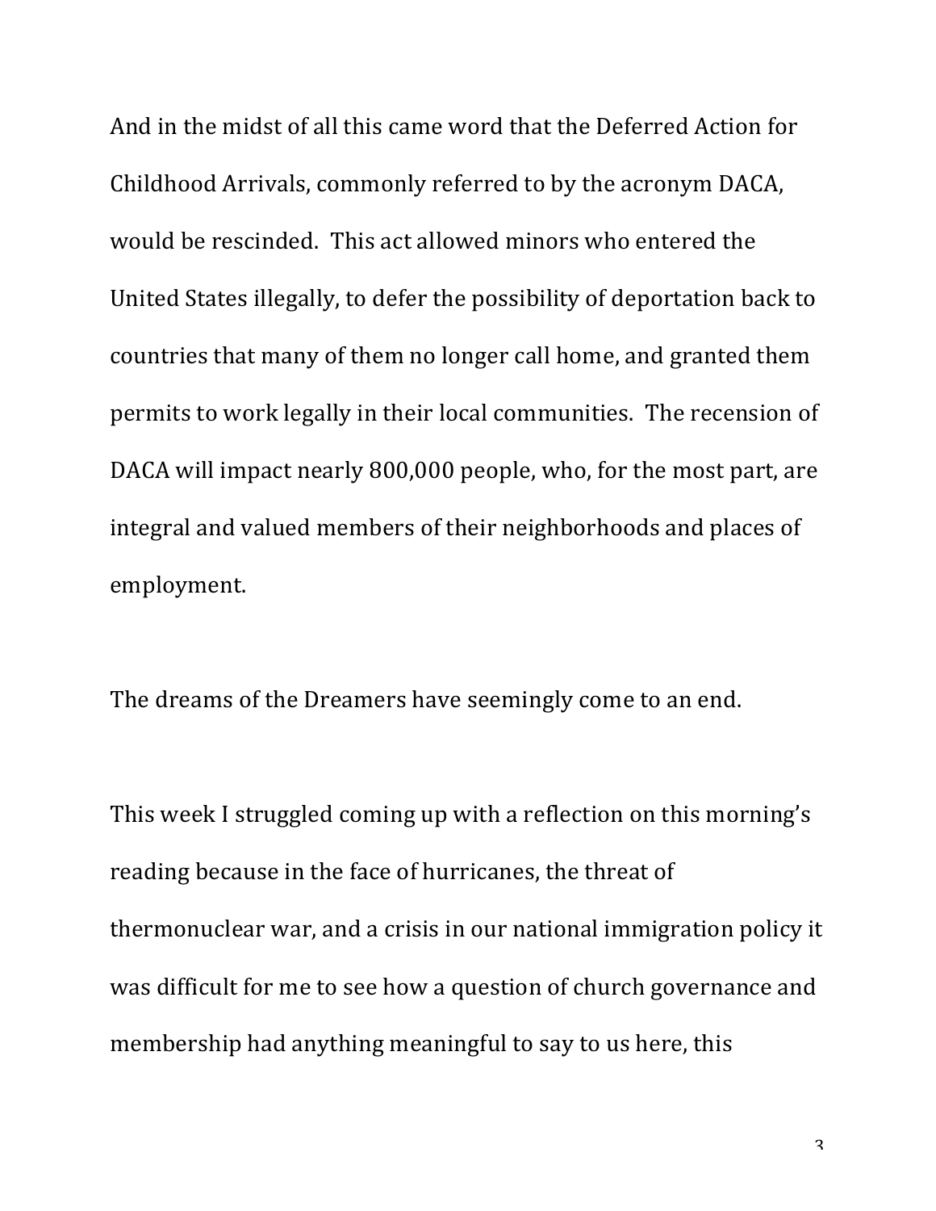And in the midst of all this came word that the Deferred Action for Childhood Arrivals, commonly referred to by the acronym DACA, would be rescinded. This act allowed minors who entered the United States illegally, to defer the possibility of deportation back to countries that many of them no longer call home, and granted them permits to work legally in their local communities. The recension of DACA will impact nearly 800,000 people, who, for the most part, are integral and valued members of their neighborhoods and places of employment.

The dreams of the Dreamers have seemingly come to an end.

This week I struggled coming up with a reflection on this morning's reading because in the face of hurricanes, the threat of thermonuclear war, and a crisis in our national immigration policy it was difficult for me to see how a question of church governance and membership had anything meaningful to say to us here, this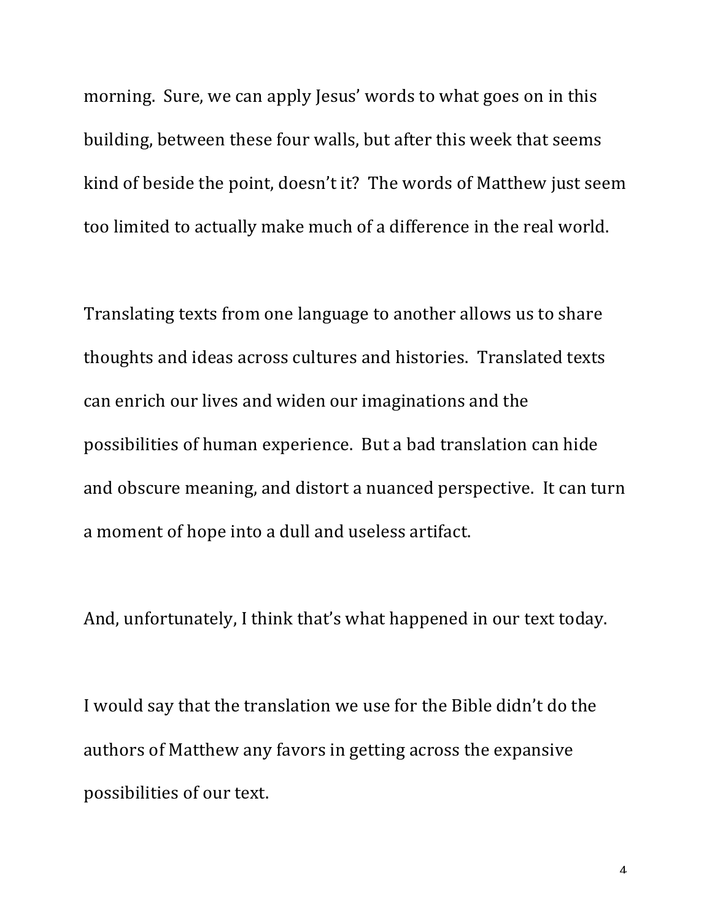morning. Sure, we can apply Jesus' words to what goes on in this building, between these four walls, but after this week that seems kind of beside the point, doesn't it? The words of Matthew just seem too limited to actually make much of a difference in the real world.

Translating texts from one language to another allows us to share thoughts and ideas across cultures and histories. Translated texts can enrich our lives and widen our imaginations and the possibilities of human experience. But a bad translation can hide and obscure meaning, and distort a nuanced perspective. It can turn a moment of hope into a dull and useless artifact.

And, unfortunately, I think that's what happened in our text today.

I would say that the translation we use for the Bible didn't do the authors of Matthew any favors in getting across the expansive possibilities of our text.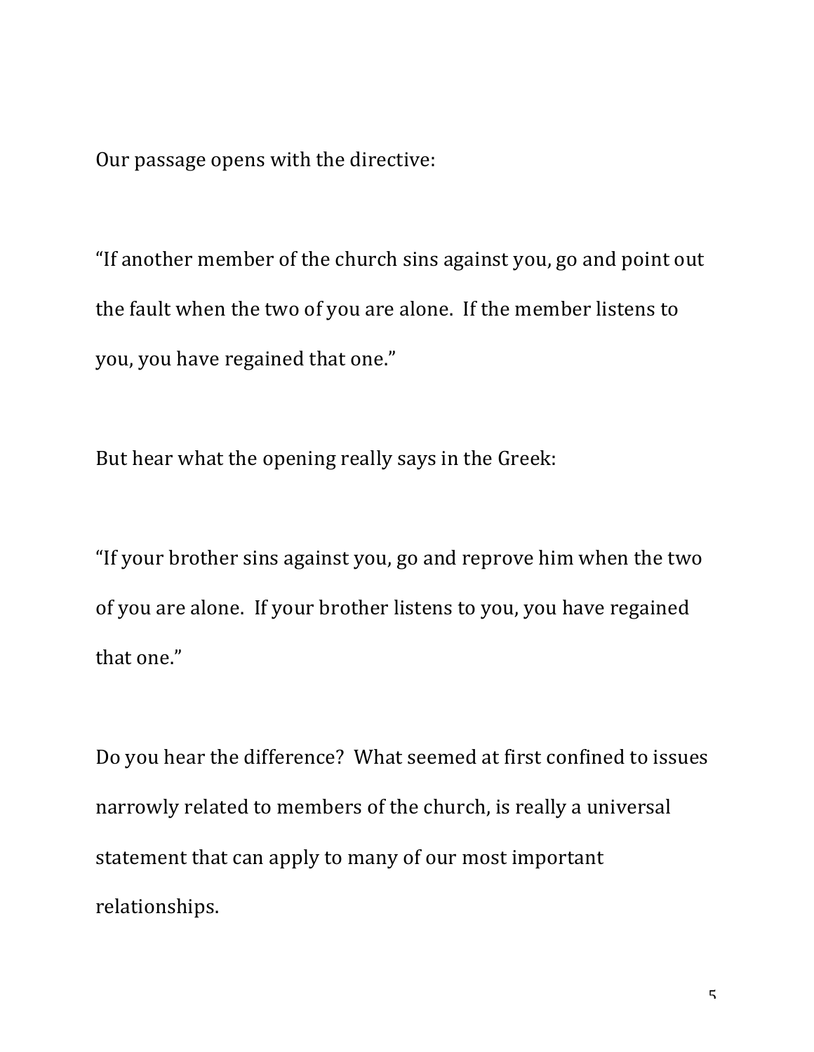Our passage opens with the directive:

"If another member of the church sins against you, go and point out the fault when the two of you are alone. If the member listens to you, you have regained that one."

But hear what the opening really says in the Greek:

"If your brother sins against you, go and reprove him when the two of you are alone. If your brother listens to you, you have regained that one."

Do you hear the difference? What seemed at first confined to issues narrowly related to members of the church, is really a universal statement that can apply to many of our most important relationships.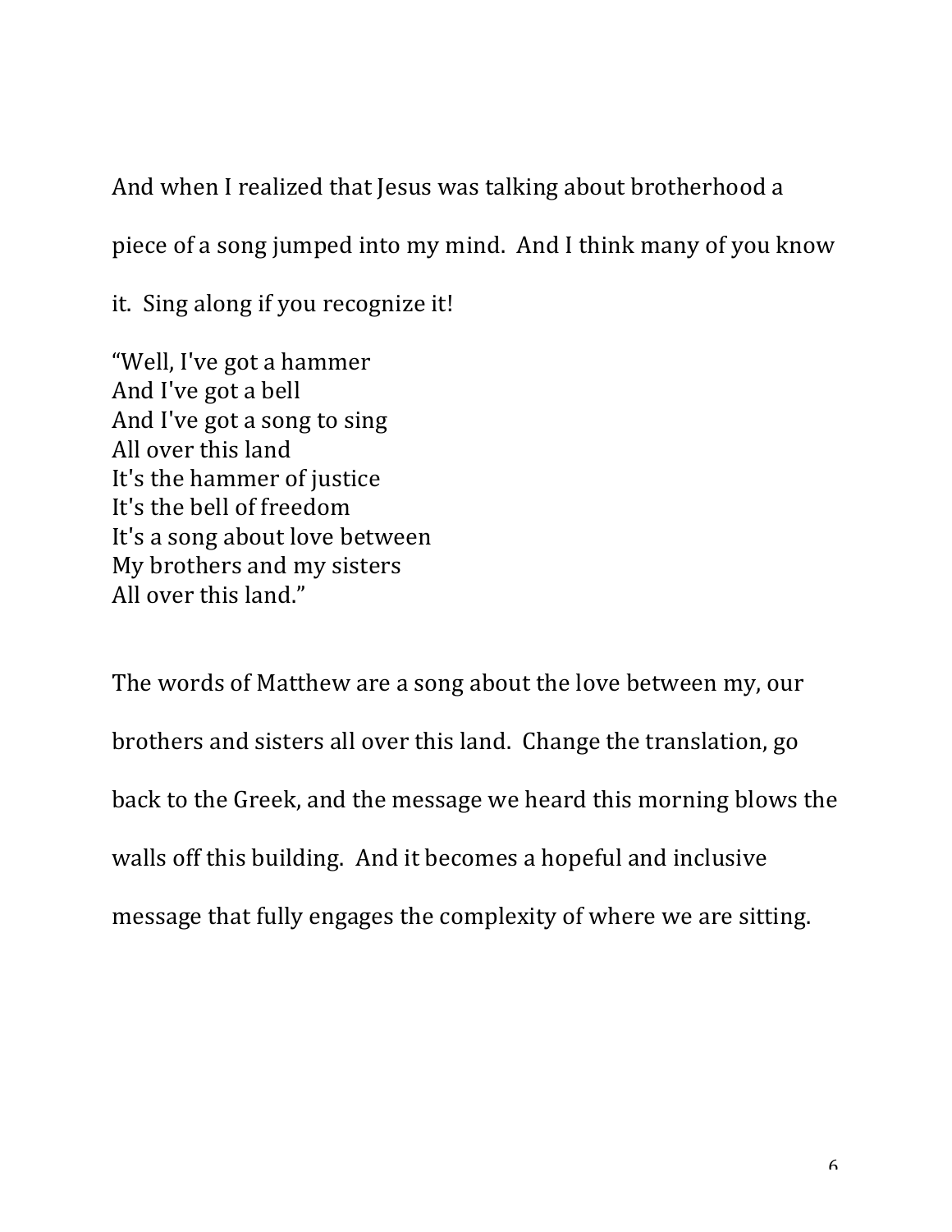And when I realized that Jesus was talking about brotherhood a piece of a song jumped into my mind. And I think many of you know it. Sing along if you recognize it!

"Well, I've got a hammer  
And I've got a bell  
And I've got a song to sing  
All over this land  
It's the hammer of justice  
It's the bell of freedom  
It's a song about love between  
My brothers and my sisters  
All over this land."

The words of Matthew are a song about the love between my, our brothers and sisters all over this land. Change the translation, go back to the Greek, and the message we heard this morning blows the walls off this building. And it becomes a hopeful and inclusive message that fully engages the complexity of where we are sitting.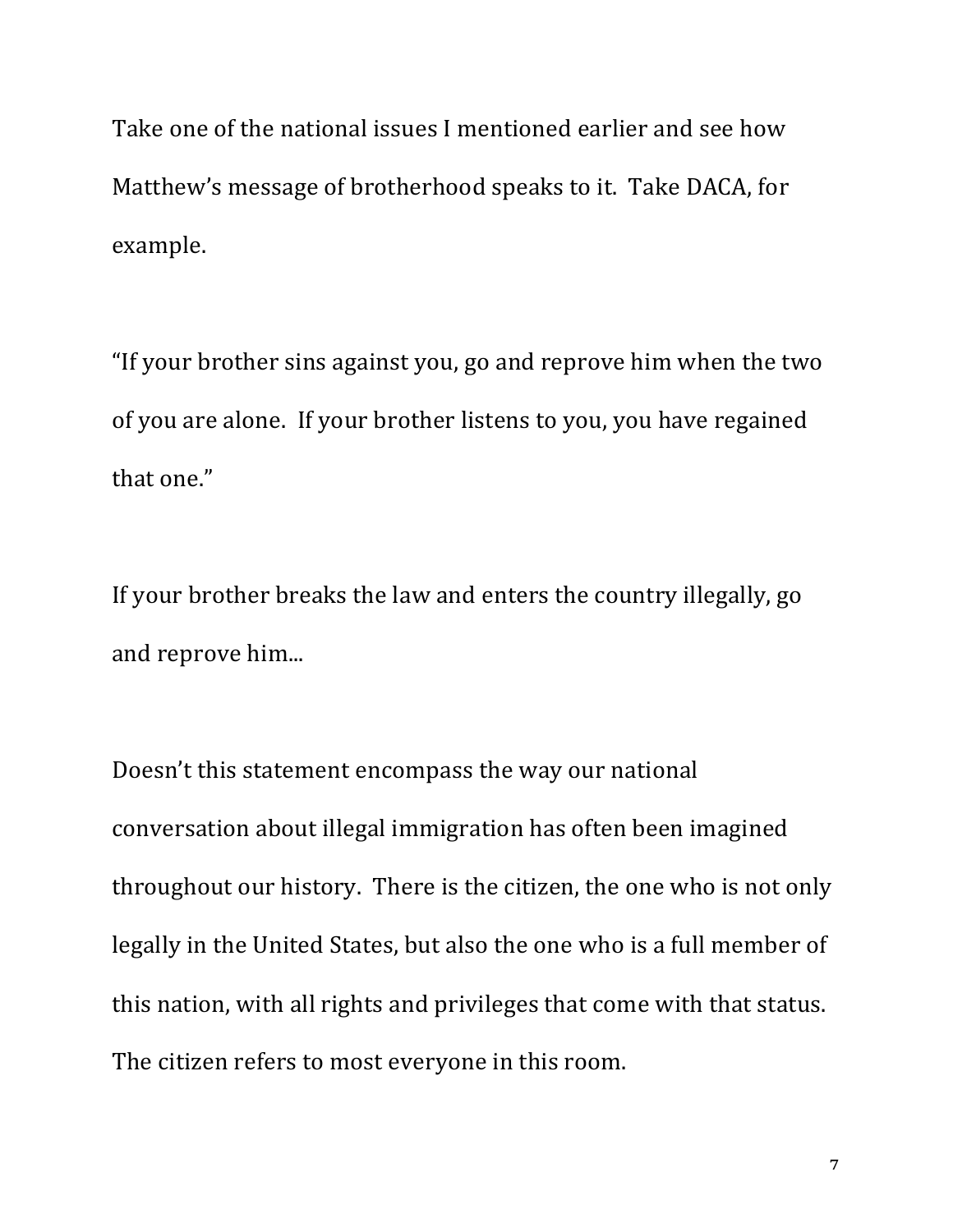Take one of the national issues I mentioned earlier and see how Matthew's message of brotherhood speaks to it. Take DACA, for example.

"If your brother sins against you, go and reprove him when the two of you are alone. If your brother listens to you, you have regained that one."

If your brother breaks the law and enters the country illegally, go and reprove him...

Doesn't this statement encompass the way our national conversation about illegal immigration has often been imagined throughout our history. There is the citizen, the one who is not only legally in the United States, but also the one who is a full member of this nation, with all rights and privileges that come with that status. The citizen refers to most everyone in this room.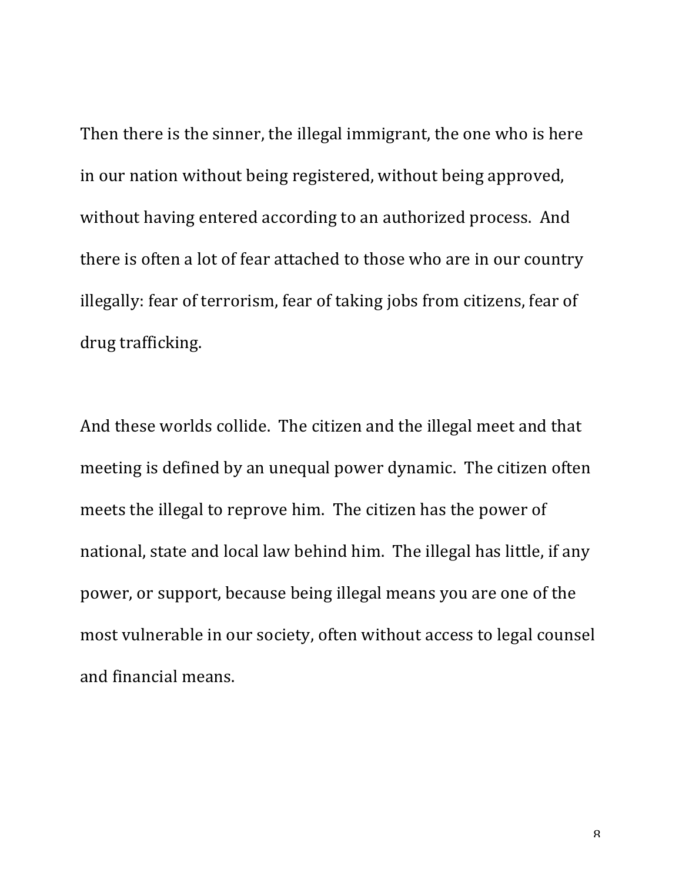Then there is the sinner, the illegal immigrant, the one who is here in our nation without being registered, without being approved, without having entered according to an authorized process. And there is often a lot of fear attached to those who are in our country illegally: fear of terrorism, fear of taking jobs from citizens, fear of drug trafficking.

And these worlds collide. The citizen and the illegal meet and that meeting is defined by an unequal power dynamic. The citizen often meets the illegal to reprove him. The citizen has the power of national, state and local law behind him. The illegal has little, if any power, or support, because being illegal means you are one of the most vulnerable in our society, often without access to legal counsel and financial means.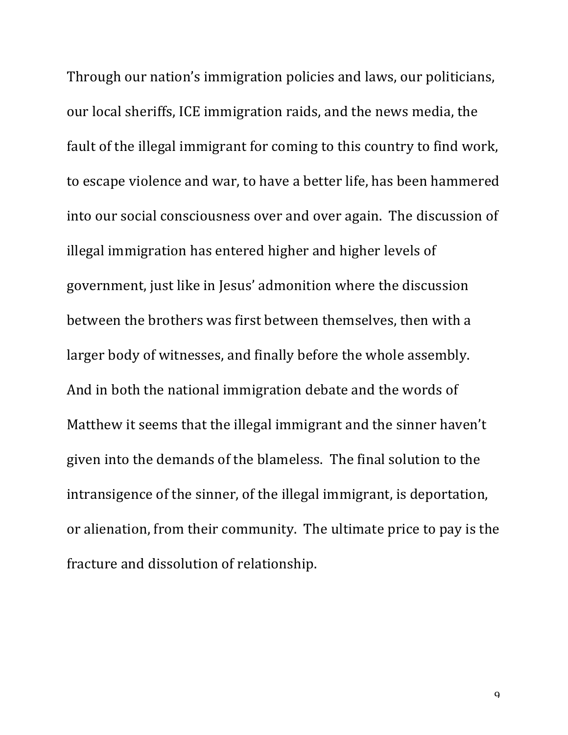Through our nation's immigration policies and laws, our politicians, our local sheriffs, ICE immigration raids, and the news media, the fault of the illegal immigrant for coming to this country to find work, to escape violence and war, to have a better life, has been hammered into our social consciousness over and over again. The discussion of illegal immigration has entered higher and higher levels of government, just like in Jesus' admonition where the discussion between the brothers was first between themselves, then with a larger body of witnesses, and finally before the whole assembly. And in both the national immigration debate and the words of Matthew it seems that the illegal immigrant and the sinner haven't given into the demands of the blameless. The final solution to the intransigence of the sinner, of the illegal immigrant, is deportation, or alienation, from their community. The ultimate price to pay is the fracture and dissolution of relationship.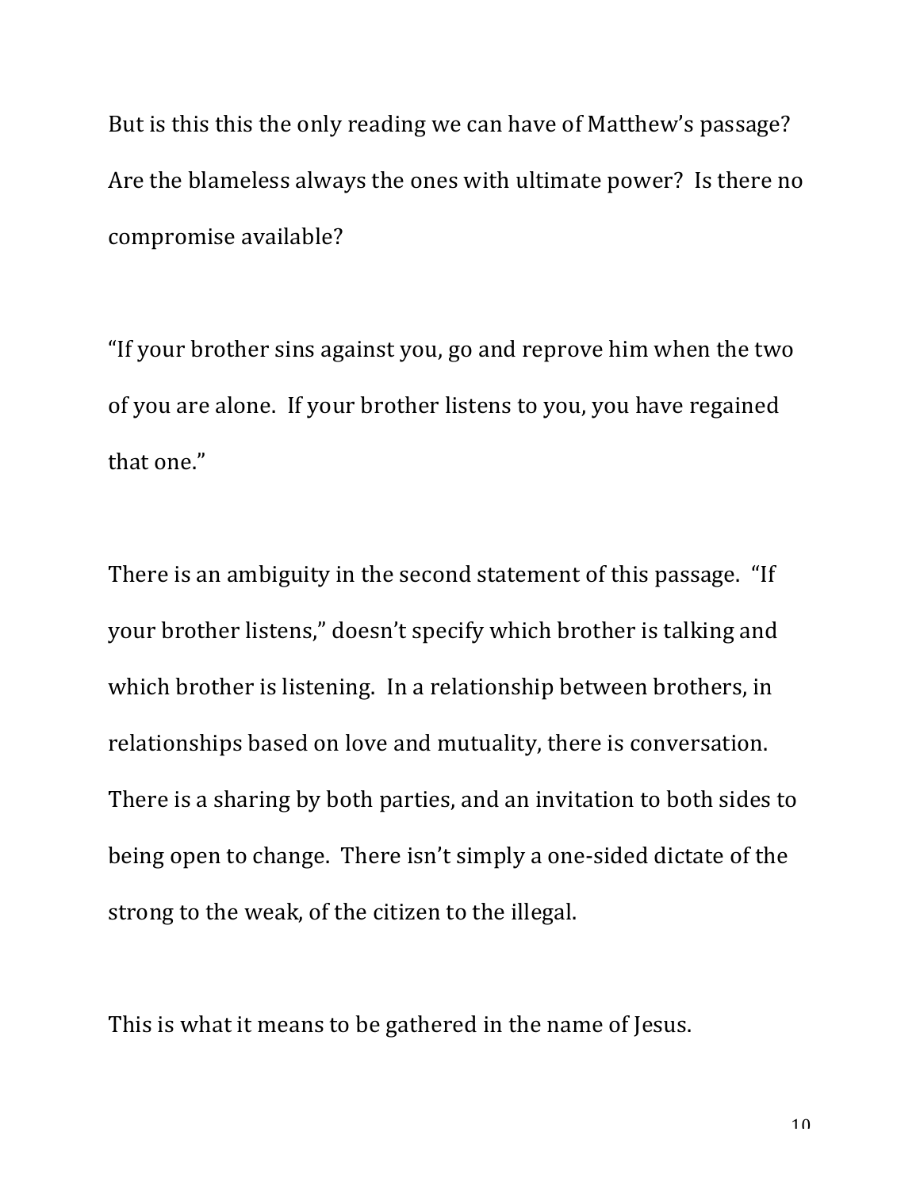But is this this the only reading we can have of Matthew's passage? Are the blameless always the ones with ultimate power? Is there no compromise available?

"If your brother sins against you, go and reprove him when the two of you are alone. If your brother listens to you, you have regained that one."

There is an ambiguity in the second statement of this passage. "If your brother listens," doesn't specify which brother is talking and which brother is listening. In a relationship between brothers, in relationships based on love and mutuality, there is conversation. There is a sharing by both parties, and an invitation to both sides to being open to change. There isn't simply a one-sided dictate of the strong to the weak, of the citizen to the illegal.

This is what it means to be gathered in the name of Jesus.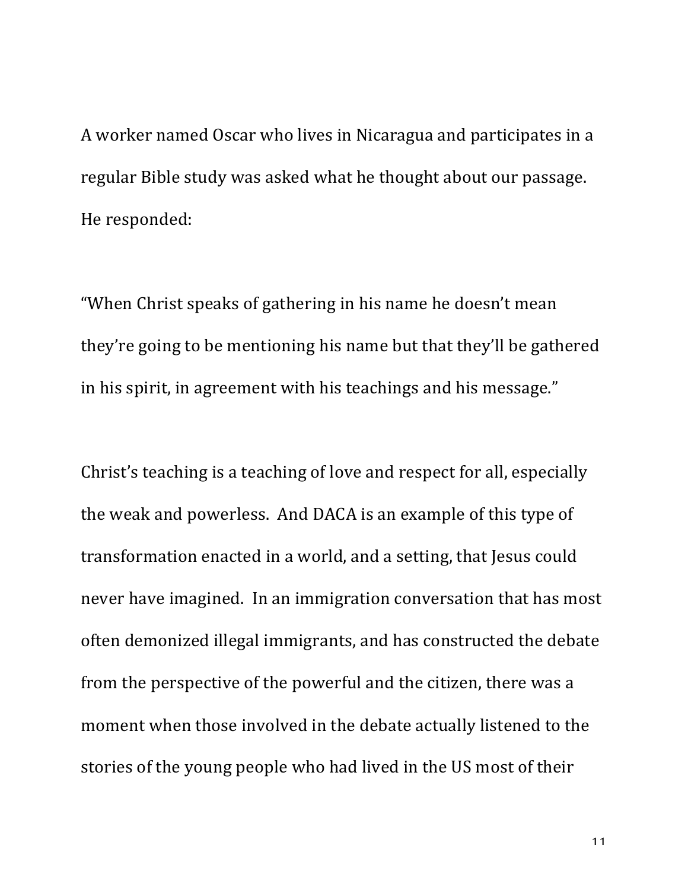A worker named Oscar who lives in Nicaragua and participates in a regular Bible study was asked what he thought about our passage. He responded:

"When Christ speaks of gathering in his name he doesn't mean they're going to be mentioning his name but that they'll be gathered in his spirit, in agreement with his teachings and his message."

Christ's teaching is a teaching of love and respect for all, especially the weak and powerless. And DACA is an example of this type of transformation enacted in a world, and a setting, that Jesus could never have imagined. In an immigration conversation that has most often demonized illegal immigrants, and has constructed the debate from the perspective of the powerful and the citizen, there was a moment when those involved in the debate actually listened to the stories of the young people who had lived in the US most of their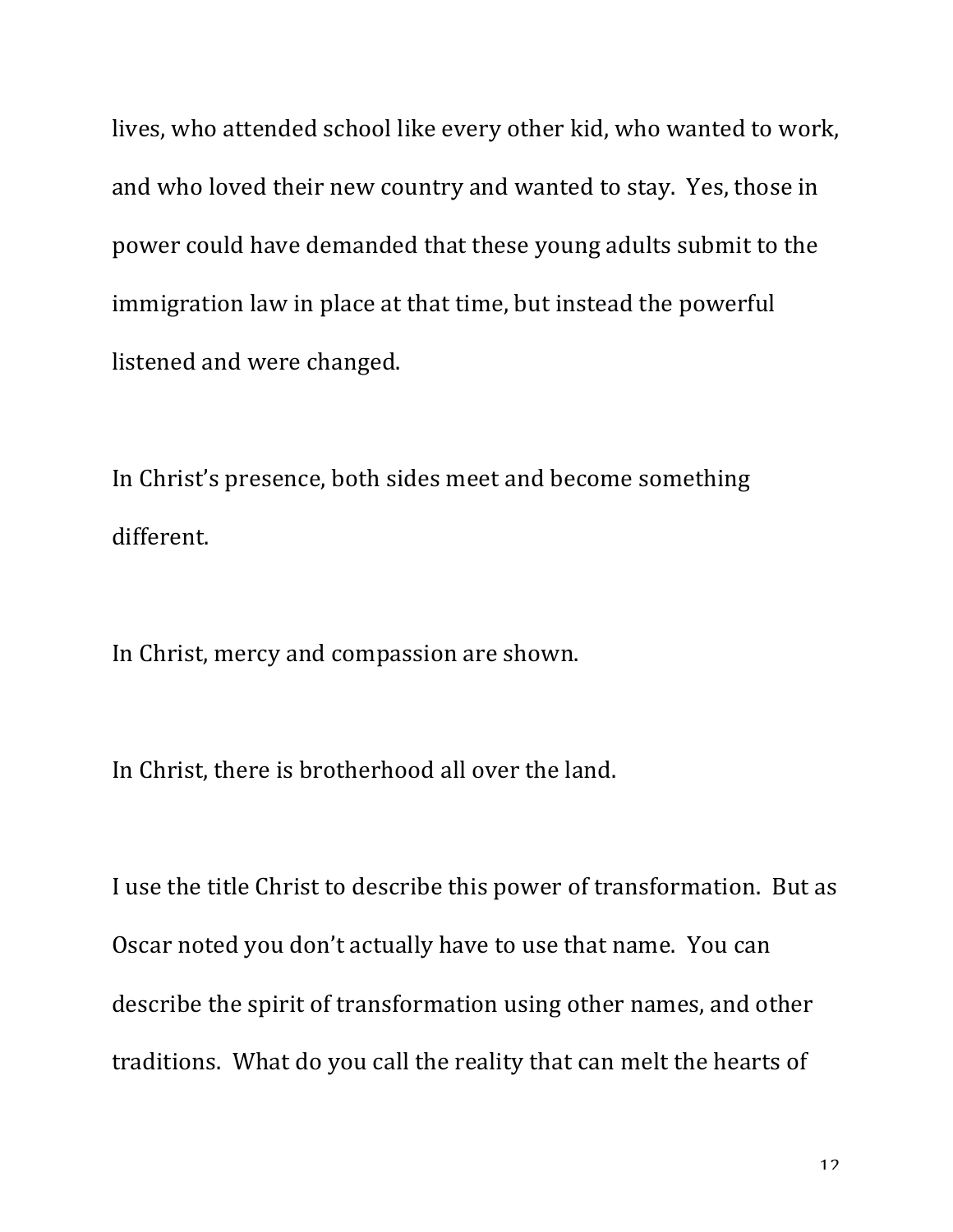lives, who attended school like every other kid, who wanted to work, and who loved their new country and wanted to stay. Yes, those in power could have demanded that these young adults submit to the immigration law in place at that time, but instead the powerful listened and were changed.

In Christ's presence, both sides meet and become something different.

In Christ, mercy and compassion are shown.

In Christ, there is brotherhood all over the land.

I use the title Christ to describe this power of transformation. But as Oscar noted you don't actually have to use that name. You can describe the spirit of transformation using other names, and other traditions. What do you call the reality that can melt the hearts of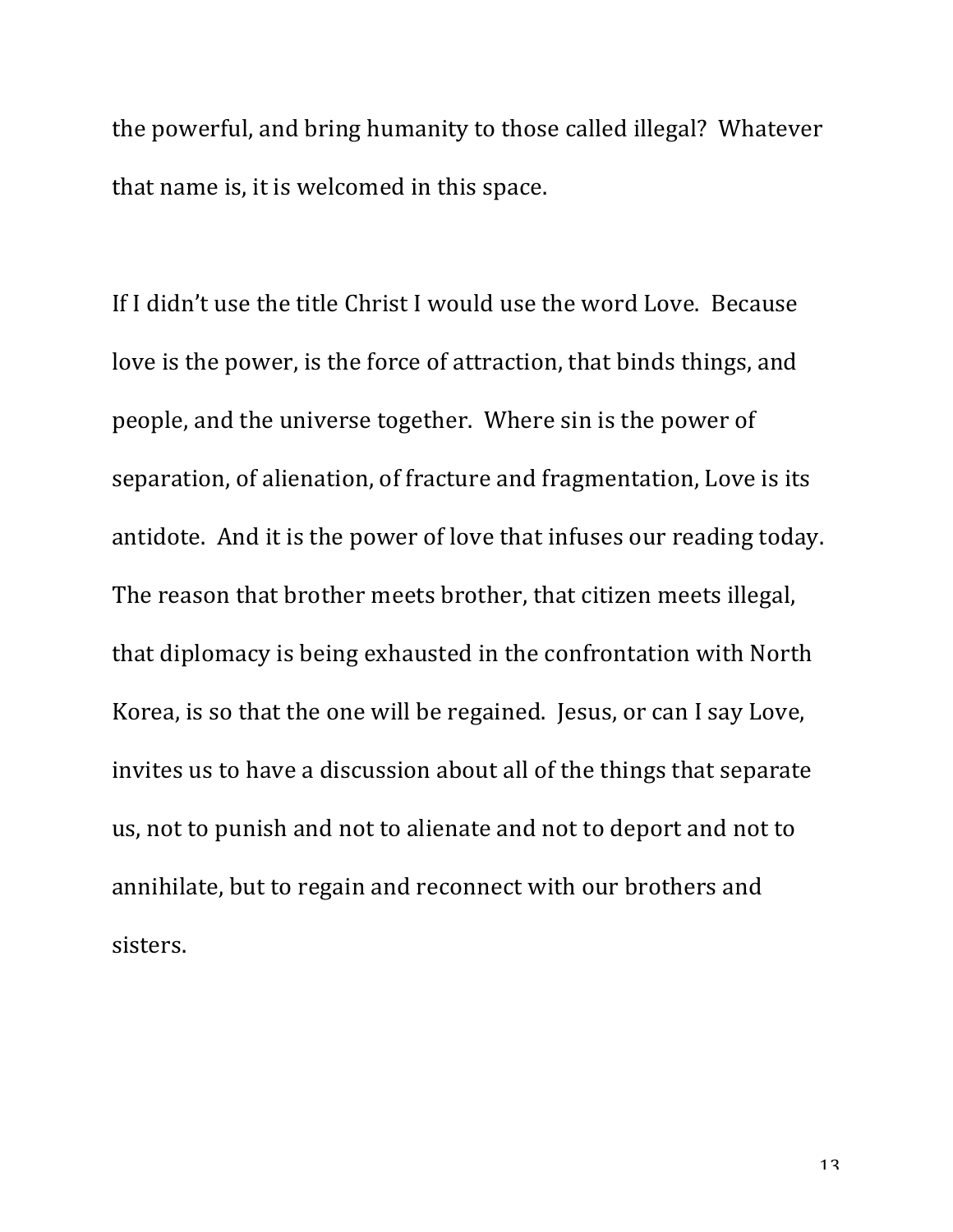the powerful, and bring humanity to those called illegal? Whatever that name is, it is welcomed in this space.

If I didn't use the title Christ I would use the word Love. Because love is the power, is the force of attraction, that binds things, and people, and the universe together. Where sin is the power of separation, of alienation, of fracture and fragmentation, Love is its antidote. And it is the power of love that infuses our reading today. The reason that brother meets brother, that citizen meets illegal, that diplomacy is being exhausted in the confrontation with North Korea, is so that the one will be regained. Jesus, or can I say Love, invites us to have a discussion about all of the things that separate us, not to punish and not to alienate and not to deport and not to annihilate, but to regain and reconnect with our brothers and sisters.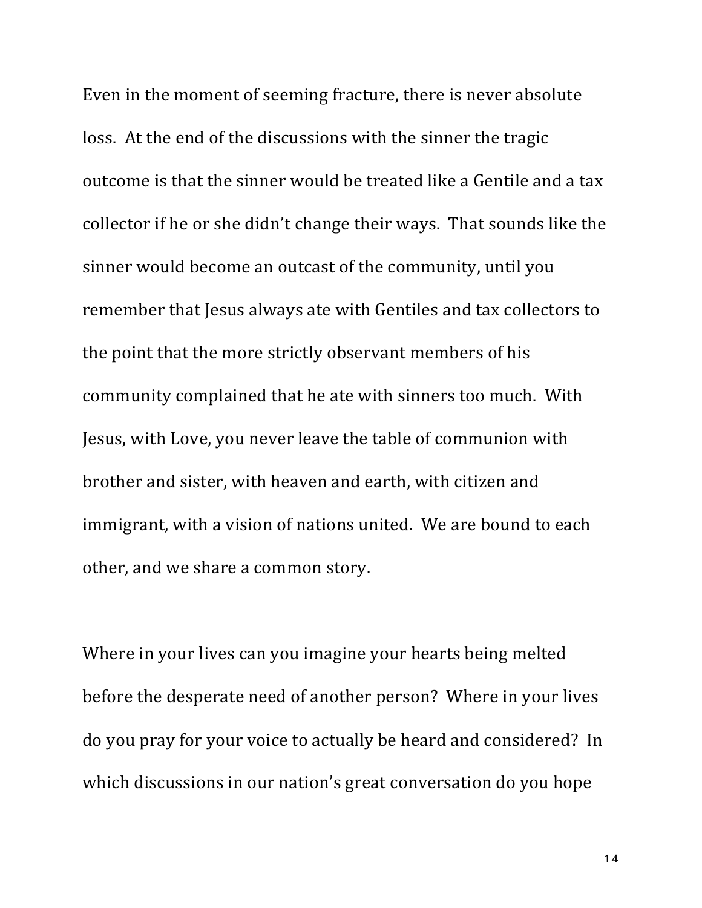Even in the moment of seeming fracture, there is never absolute loss. At the end of the discussions with the sinner the tragic outcome is that the sinner would be treated like a Gentile and a tax collector if he or she didn't change their ways. That sounds like the sinner would become an outcast of the community, until you remember that Jesus always ate with Gentiles and tax collectors to the point that the more strictly observant members of his community complained that he ate with sinners too much. With Jesus, with Love, you never leave the table of communion with brother and sister, with heaven and earth, with citizen and immigrant, with a vision of nations united. We are bound to each other, and we share a common story.

Where in your lives can you imagine your hearts being melted before the desperate need of another person? Where in your lives do you pray for your voice to actually be heard and considered? In which discussions in our nation's great conversation do you hope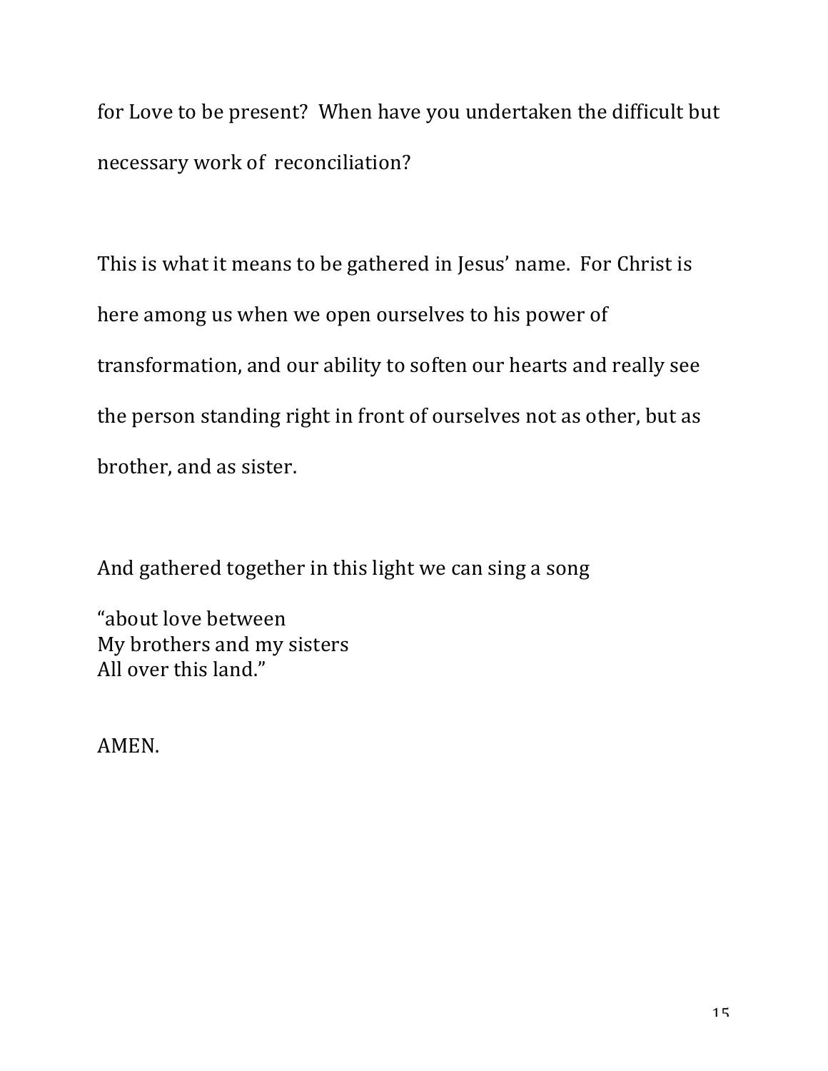for Love to be present? When have you undertaken the difficult but necessary work of reconciliation?

This is what it means to be gathered in Jesus' name. For Christ is here among us when we open ourselves to his power of transformation, and our ability to soften our hearts and really see the person standing right in front of ourselves not as other, but as brother, and as sister.

And gathered together in this light we can sing a song

"about love between
My brothers and my sisters
All over this land."

AMEN.